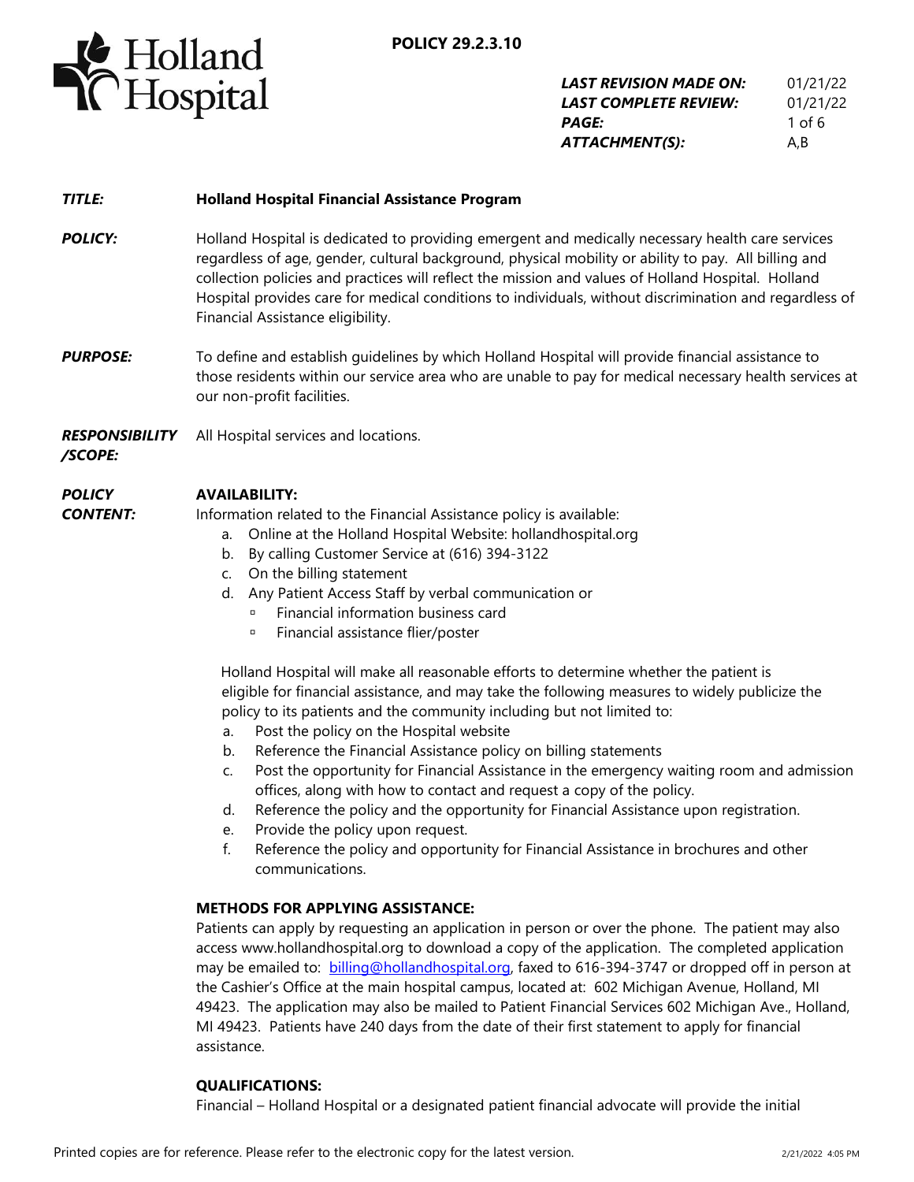**POLICY 29.2.3.10**

***LAST REVISION MADE ON:*** 01/21/22
***LAST COMPLETE REVIEW:*** 01/21/22
***ATTACHMENT(S):*** A,B

***TITLE:*** **Holland Hospital Financial Assistance Program**

***POLICY:*** Holland Hospital is dedicated to providing emergent and medically necessary health care services regardless of age, gender, cultural background, physical mobility or ability to pay. All billing and collection policies and practices will reflect the mission and values of Holland Hospital. Holland Hospital provides care for medical conditions to individuals, without discrimination and regardless of Financial Assistance eligibility.

***PURPOSE:*** To define and establish guidelines by which Holland Hospital will provide financial assistance to those residents within our service area who are unable to pay for medical necessary health services at our non-profit facilities.

***RESPONSIBILITY /SCOPE:*** All Hospital services and locations.

***POLICY CONTENT:***

**AVAILABILITY:**

Information related to the Financial Assistance policy is available:

a. Online at the Holland Hospital Website: hollandhospital.org
b. By calling Customer Service at (616) 394-3122
c. On the billing statement
d. Any Patient Access Staff by verbal communication or
   - Financial information business card
   - Financial assistance flier/poster

Holland Hospital will make all reasonable efforts to determine whether the patient is eligible for financial assistance, and may take the following measures to widely publicize the policy to its patients and the community including but not limited to:

a. Post the policy on the Hospital website
b. Reference the Financial Assistance policy on billing statements
c. Post the opportunity for Financial Assistance in the emergency waiting room and admission offices, along with how to contact and request a copy of the policy.
d. Reference the policy and the opportunity for Financial Assistance upon registration.
e. Provide the policy upon request.
f. Reference the policy and opportunity for Financial Assistance in brochures and other communications.

**METHODS FOR APPLYING ASSISTANCE:**

Patients can apply by requesting an application in person or over the phone. The patient may also access www.hollandhospital.org to download a copy of the application. The completed application may be emailed to: billing@hollandhospital.org, faxed to 616-394-3747 or dropped off in person at the Cashier's Office at the main hospital campus, located at: 602 Michigan Avenue, Holland, MI 49423. The application may also be mailed to Patient Financial Services 602 Michigan Ave., Holland, MI 49423. Patients have 240 days from the date of their first statement to apply for financial assistance.

**QUALIFICATIONS:**

Financial – Holland Hospital or a designated patient financial advocate will provide the initial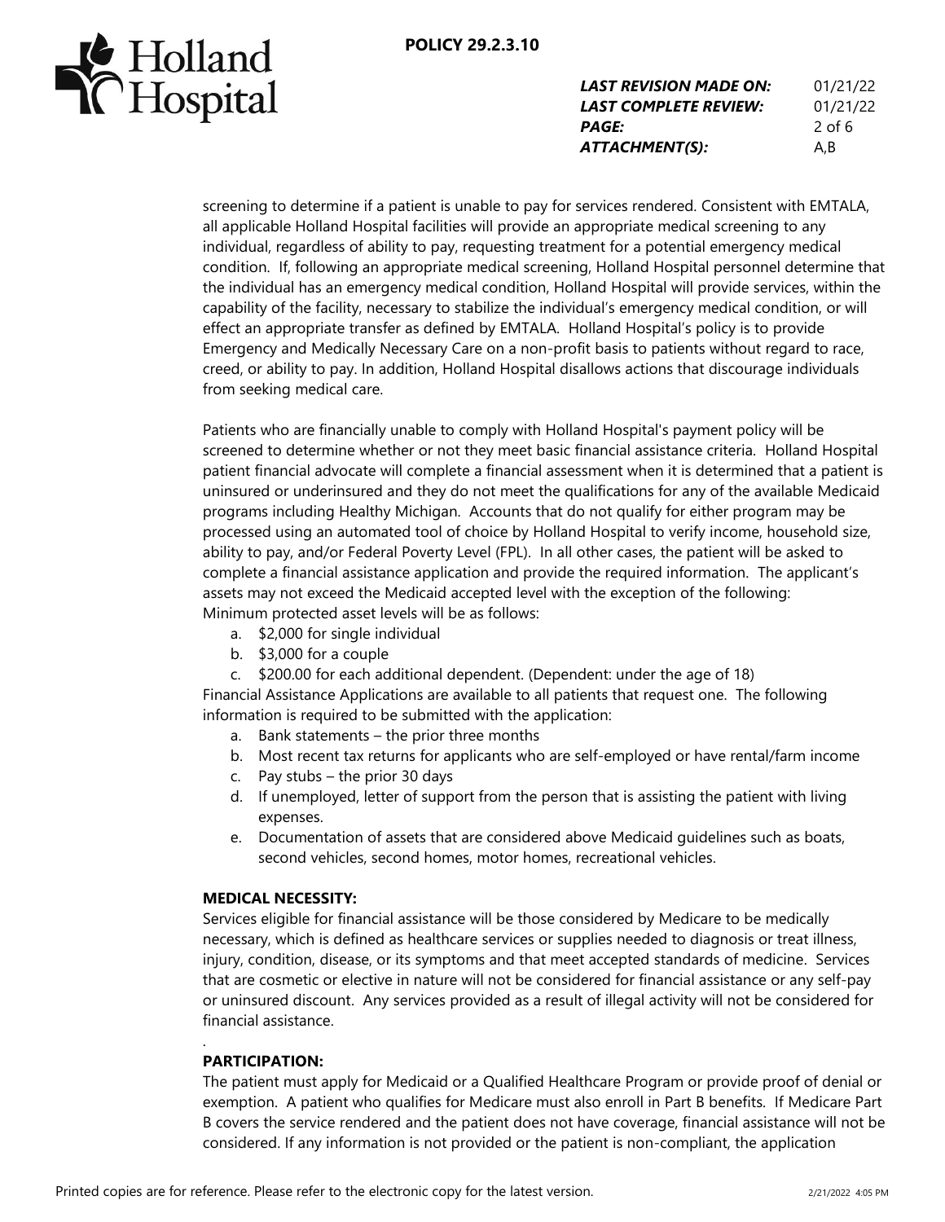screening to determine if a patient is unable to pay for services rendered. Consistent with EMTALA, all applicable Holland Hospital facilities will provide an appropriate medical screening to any individual, regardless of ability to pay, requesting treatment for a potential emergency medical condition. If, following an appropriate medical screening, Holland Hospital personnel determine that the individual has an emergency medical condition, Holland Hospital will provide services, within the capability of the facility, necessary to stabilize the individual's emergency medical condition, or will effect an appropriate transfer as defined by EMTALA. Holland Hospital's policy is to provide Emergency and Medically Necessary Care on a non-profit basis to patients without regard to race, creed, or ability to pay. In addition, Holland Hospital disallows actions that discourage individuals from seeking medical care.

Patients who are financially unable to comply with Holland Hospital's payment policy will be screened to determine whether or not they meet basic financial assistance criteria. Holland Hospital patient financial advocate will complete a financial assessment when it is determined that a patient is uninsured or underinsured and they do not meet the qualifications for any of the available Medicaid programs including Healthy Michigan. Accounts that do not qualify for either program may be processed using an automated tool of choice by Holland Hospital to verify income, household size, ability to pay, and/or Federal Poverty Level (FPL). In all other cases, the patient will be asked to complete a financial assistance application and provide the required information. The applicant's assets may not exceed the Medicaid accepted level with the exception of the following:
Minimum protected asset levels will be as follows:

a. \$2,000 for single individual
b. \$3,000 for a couple
c. \$200.00 for each additional dependent. (Dependent: under the age of 18)

Financial Assistance Applications are available to all patients that request one. The following information is required to be submitted with the application:

a. Bank statements – the prior three months
b. Most recent tax returns for applicants who are self-employed or have rental/farm income
c. Pay stubs – the prior 30 days
d. If unemployed, letter of support from the person that is assisting the patient with living expenses.
e. Documentation of assets that are considered above Medicaid guidelines such as boats, second vehicles, second homes, motor homes, recreational vehicles.

**MEDICAL NECESSITY:**
Services eligible for financial assistance will be those considered by Medicare to be medically necessary, which is defined as healthcare services or supplies needed to diagnosis or treat illness, injury, condition, disease, or its symptoms and that meet accepted standards of medicine. Services that are cosmetic or elective in nature will not be considered for financial assistance or any self-pay or uninsured discount. Any services provided as a result of illegal activity will not be considered for financial assistance.

.

**PARTICIPATION:**
The patient must apply for Medicaid or a Qualified Healthcare Program or provide proof of denial or exemption. A patient who qualifies for Medicare must also enroll in Part B benefits. If Medicare Part B covers the service rendered and the patient does not have coverage, financial assistance will not be considered. If any information is not provided or the patient is non-compliant, the application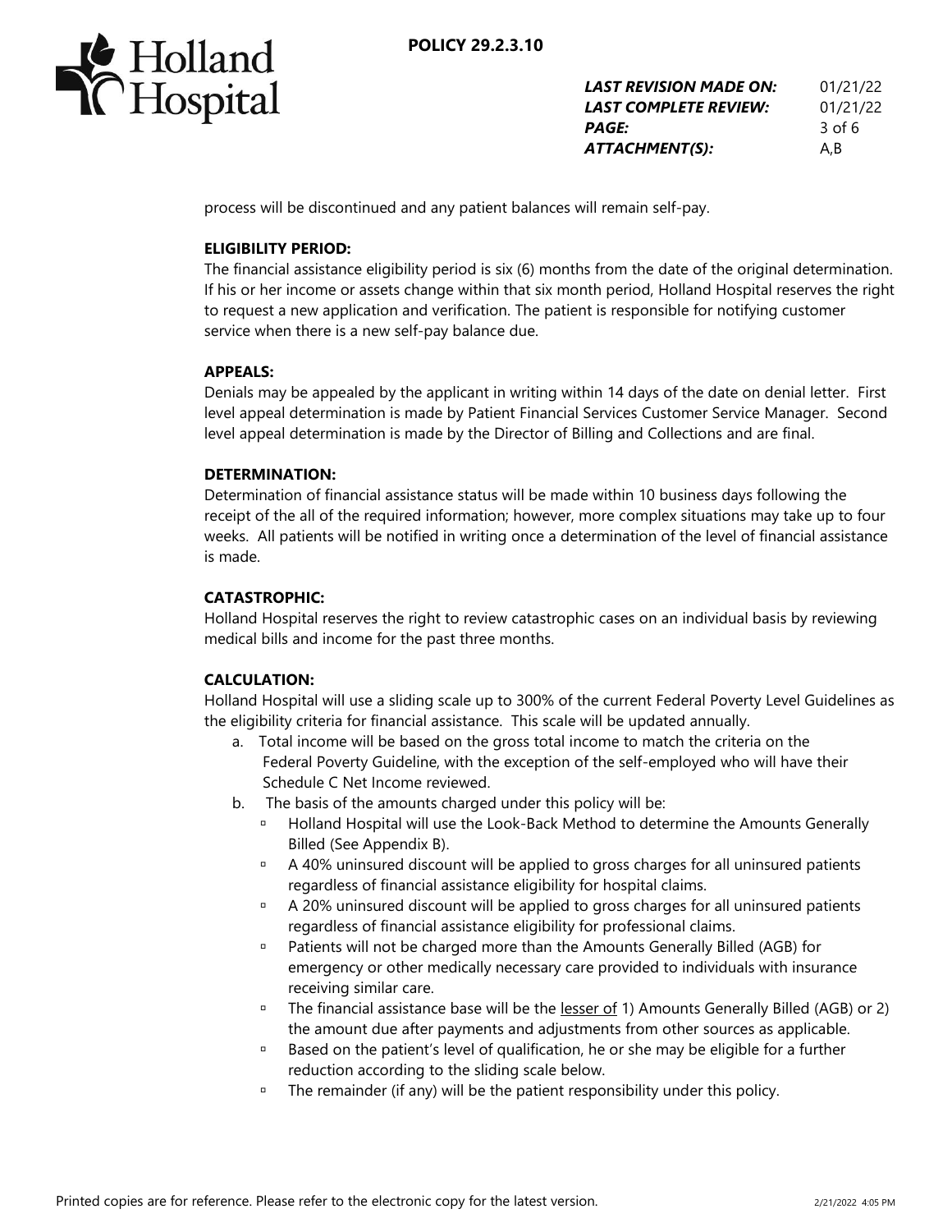process will be discontinued and any patient balances will remain self-pay.

**ELIGIBILITY PERIOD:**

The financial assistance eligibility period is six (6) months from the date of the original determination. If his or her income or assets change within that six month period, Holland Hospital reserves the right to request a new application and verification. The patient is responsible for notifying customer service when there is a new self-pay balance due.

**APPEALS:**

Denials may be appealed by the applicant in writing within 14 days of the date on denial letter. First level appeal determination is made by Patient Financial Services Customer Service Manager. Second level appeal determination is made by the Director of Billing and Collections and are final.

**DETERMINATION:**

Determination of financial assistance status will be made within 10 business days following the receipt of the all of the required information; however, more complex situations may take up to four weeks. All patients will be notified in writing once a determination of the level of financial assistance is made.

**CATASTROPHIC:**

Holland Hospital reserves the right to review catastrophic cases on an individual basis by reviewing medical bills and income for the past three months.

**CALCULATION:**

Holland Hospital will use a sliding scale up to 300% of the current Federal Poverty Level Guidelines as the eligibility criteria for financial assistance. This scale will be updated annually.

a. Total income will be based on the gross total income to match the criteria on the Federal Poverty Guideline, with the exception of the self-employed who will have their Schedule C Net Income reviewed.
b. The basis of the amounts charged under this policy will be:
   - Holland Hospital will use the Look-Back Method to determine the Amounts Generally Billed (See Appendix B).
   - A 40% uninsured discount will be applied to gross charges for all uninsured patients regardless of financial assistance eligibility for hospital claims.
   - A 20% uninsured discount will be applied to gross charges for all uninsured patients regardless of financial assistance eligibility for professional claims.
   - Patients will not be charged more than the Amounts Generally Billed (AGB) for emergency or other medically necessary care provided to individuals with insurance receiving similar care.
   - The financial assistance base will be the <u>lesser of</u> 1) Amounts Generally Billed (AGB) or 2) the amount due after payments and adjustments from other sources as applicable.
   - Based on the patient's level of qualification, he or she may be eligible for a further reduction according to the sliding scale below.
   - The remainder (if any) will be the patient responsibility under this policy.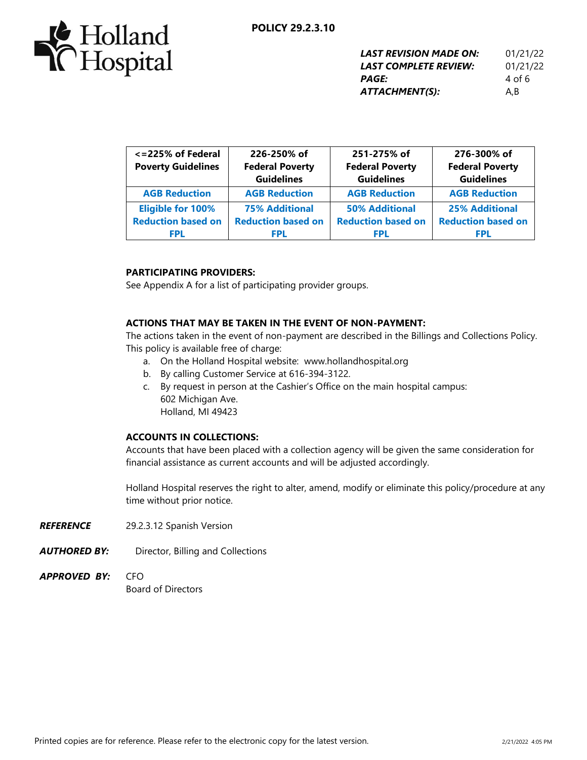| <=225% of Federal Poverty Guidelines | 226-250% of Federal Poverty Guidelines | 251-275% of Federal Poverty Guidelines | 276-300% of Federal Poverty Guidelines |
|---|---|---|---|
| **AGB Reduction** | **AGB Reduction** | **AGB Reduction** | **AGB Reduction** |
| **Eligible for 100% Reduction based on FPL** | **75% Additional Reduction based on FPL** | **50% Additional Reduction based on FPL** | **25% Additional Reduction based on FPL** |

**PARTICIPATING PROVIDERS:**
See Appendix A for a list of participating provider groups.

**ACTIONS THAT MAY BE TAKEN IN THE EVENT OF NON-PAYMENT:**
The actions taken in the event of non-payment are described in the Billings and Collections Policy. This policy is available free of charge:

a. On the Holland Hospital website: www.hollandhospital.org
b. By calling Customer Service at 616-394-3122.
c. By request in person at the Cashier's Office on the main hospital campus:
   602 Michigan Ave.
   Holland, MI 49423

**ACCOUNTS IN COLLECTIONS:**
Accounts that have been placed with a collection agency will be given the same consideration for financial assistance as current accounts and will be adjusted accordingly.

Holland Hospital reserves the right to alter, amend, modify or eliminate this policy/procedure at any time without prior notice.

***REFERENCE*** 29.2.3.12 Spanish Version

***AUTHORED BY:*** Director, Billing and Collections

***APPROVED BY:*** CFO
Board of Directors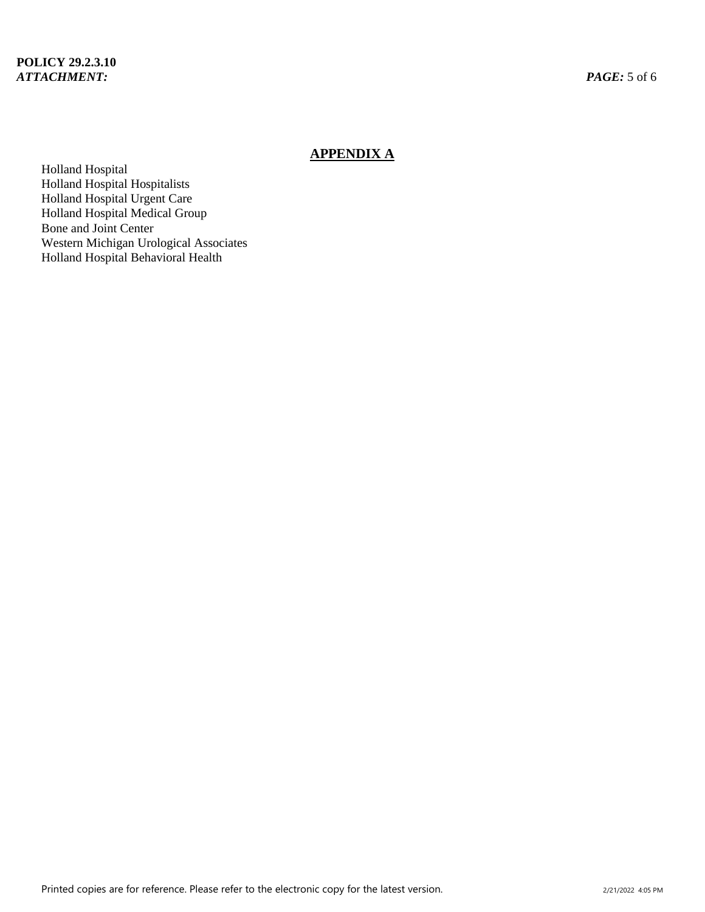## APPENDIX A

Holland Hospital
Holland Hospital Hospitalists
Holland Hospital Urgent Care
Holland Hospital Medical Group
Bone and Joint Center
Western Michigan Urological Associates
Holland Hospital Behavioral Health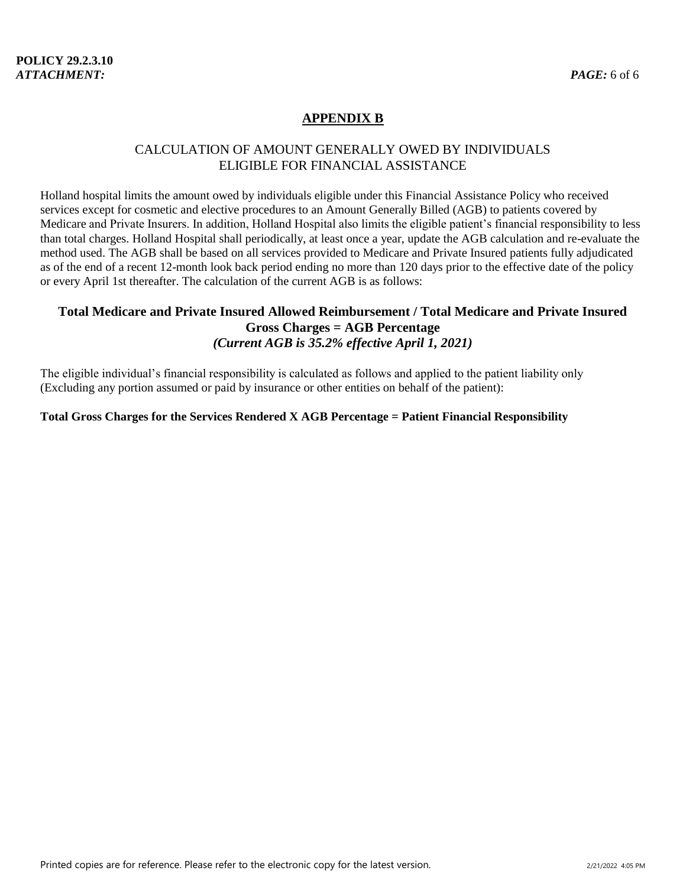## APPENDIX B

CALCULATION OF AMOUNT GENERALLY OWED BY INDIVIDUALS ELIGIBLE FOR FINANCIAL ASSISTANCE

Holland hospital limits the amount owed by individuals eligible under this Financial Assistance Policy who received services except for cosmetic and elective procedures to an Amount Generally Billed (AGB) to patients covered by Medicare and Private Insurers. In addition, Holland Hospital also limits the eligible patient's financial responsibility to less than total charges. Holland Hospital shall periodically, at least once a year, update the AGB calculation and re-evaluate the method used. The AGB shall be based on all services provided to Medicare and Private Insured patients fully adjudicated as of the end of a recent 12-month look back period ending no more than 120 days prior to the effective date of the policy or every April 1st thereafter. The calculation of the current AGB is as follows:

**Total Medicare and Private Insured Allowed Reimbursement / Total Medicare and Private Insured Gross Charges = AGB Percentage**
***(Current AGB is 35.2% effective April 1, 2021)***

The eligible individual's financial responsibility is calculated as follows and applied to the patient liability only (Excluding any portion assumed or paid by insurance or other entities on behalf of the patient):

**Total Gross Charges for the Services Rendered X AGB Percentage = Patient Financial Responsibility**